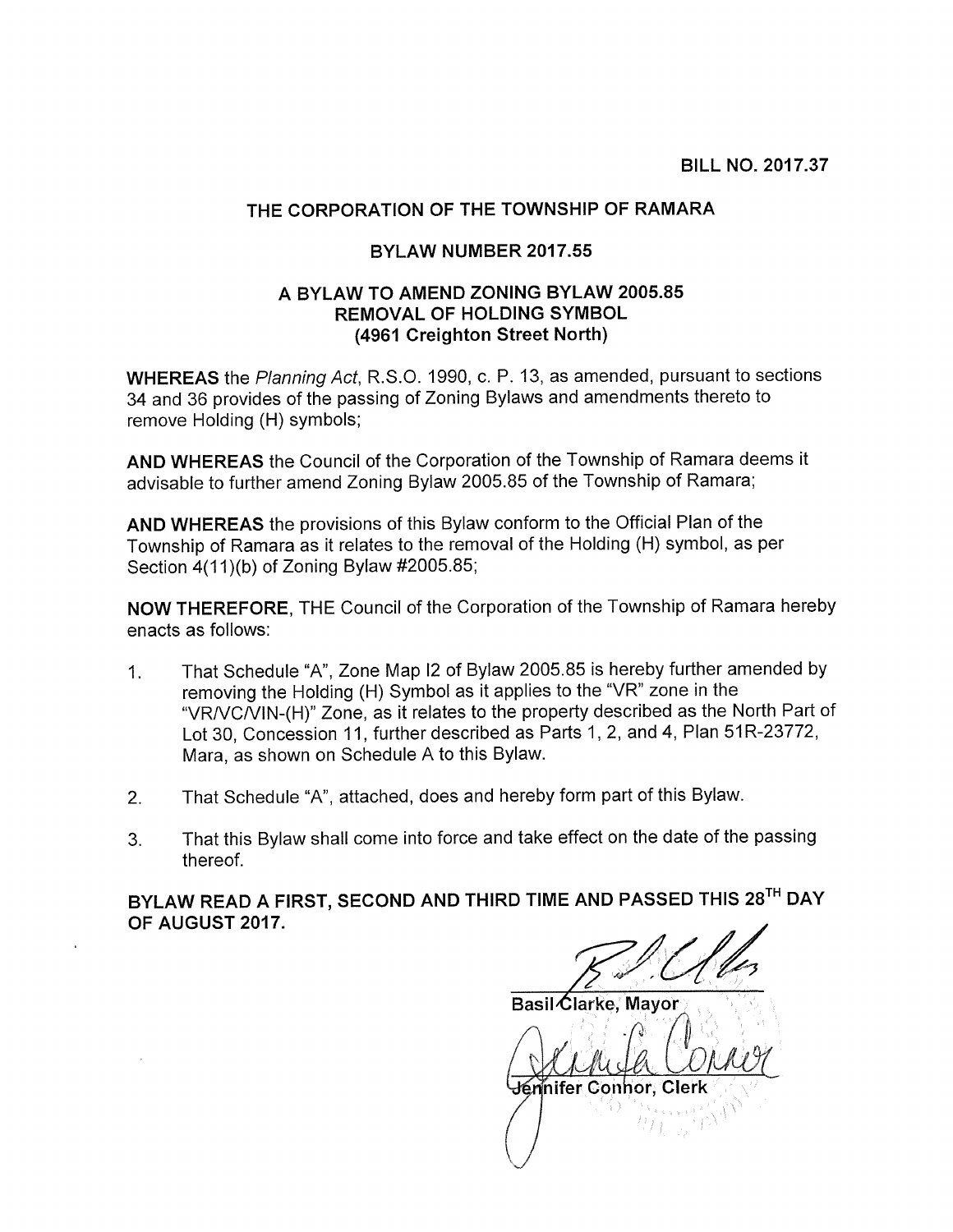BILL NO. 2017.37

# THE CORPORATION OF THE TOWNSHIP OF RAMARA

## BYLAW NUMBER 2017.55

## A BYLAW TO AMEND ZONING BYLAW 2005.85 REMOVAL OF HOLDING SYMBOL (4961 Creighton Street North)

**WHEREAS** the *Planning Act*, R.S.O. 1990, c. P. 13, as amended, pursuant to sections 34 and 36 provides of the passing of Zoning Bylaws and amendments thereto to remove Holding (H) symbols;

**AND WHEREAS** the Council of the Corporation of the Township of Ramara deems it advisable to further amend Zoning Bylaw 2005.85 of the Township of Ramara;

**AND WHEREAS** the provisions of this Bylaw conform to the Official Plan of the Township of Ramara as it relates to the removal of the Holding (H) symbol, as per Section 4(11)(b) of Zoning Bylaw #2005.85;

**NOW THEREFORE,** THE Council of the Corporation of the Township of Ramara hereby enacts as follows:

1. That Schedule "A", Zone Map I2 of Bylaw 2005.85 is hereby further amended by removing the Holding (H) Symbol as it applies to the "VR" zone in the "VR/VC/VIN-(H)" Zone, as it relates to the property described as the North Part of Lot 30, Concession 11, further described as Parts 1, 2, and 4, Plan 51R-23772, Mara, as shown on Schedule A to this Bylaw.
2. That Schedule "A", attached, does and hereby form part of this Bylaw.
3. That this Bylaw shall come into force and take effect on the date of the passing thereof.

**BYLAW READ A FIRST, SECOND AND THIRD TIME AND PASSED THIS 28TH DAY OF AUGUST 2017.**

Basil Clarke, Mayor

Jennifer Connor, Clerk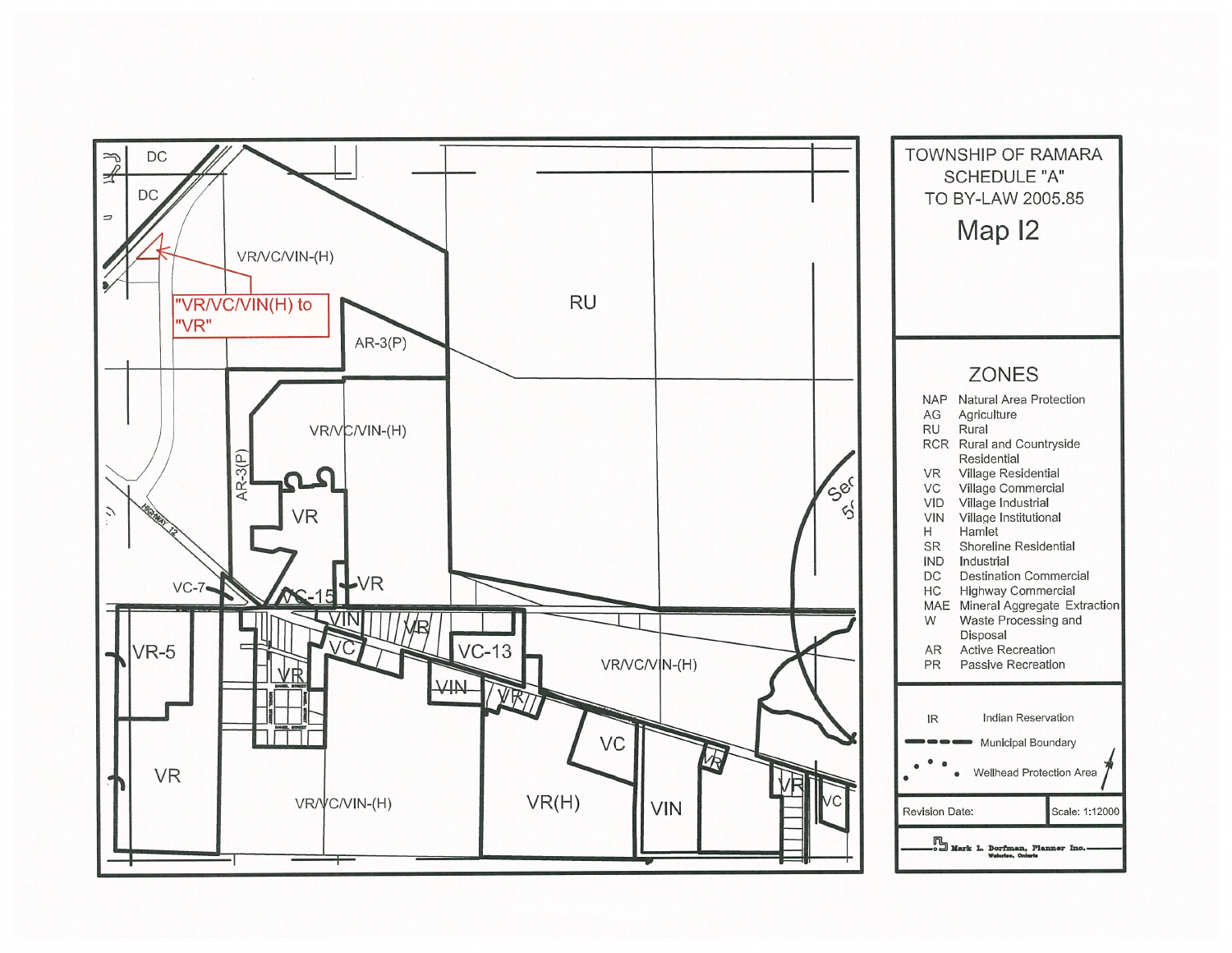TOWNSHIP OF RAMARA
SCHEDULE "A"
TO BY-LAW 2005.85

# Map I2

## ZONES

| | |
|---|---|
| NAP | Natural Area Protection |
| AG | Agriculture |
| RU | Rural |
| RCR | Rural and Countryside Residential |
| VR | Village Residential |
| VC | Village Commercial |
| VID | Village Industrial |
| VIN | Village Institutional |
| H | Hamlet |
| SR | Shoreline Residential |
| IND | Industrial |
| DC | Destination Commercial |
| HC | Highway Commercial |
| MAE | Mineral Aggregate Extraction |
| W | Waste Processing and Disposal |
| AR | Active Recreation |
| PR | Passive Recreation |

IR Indian Reservation

Municipal Boundary

Wellhead Protection Area

Revision Date:

Scale: 1:12000

Mark L. Dorfman, Planner Inc.
Waterloo, Ontario

"VR/VC/VIN(H) to "VR"

DC
DC
VR/VC/VIN-(H)
RU
AR-3(P)
VR/VC/VIN-(H)
AR-3(P)
VR
HIGHWAY 12
VC-7
VC-15
VR
VIN
VR
VC
VC-13
VR/VC/VIN-(H)
VR-5
VR
VIN
VR
VC
VR
VR
VR/VC/VIN-(H)
VR(H)
VIN
VR
VC